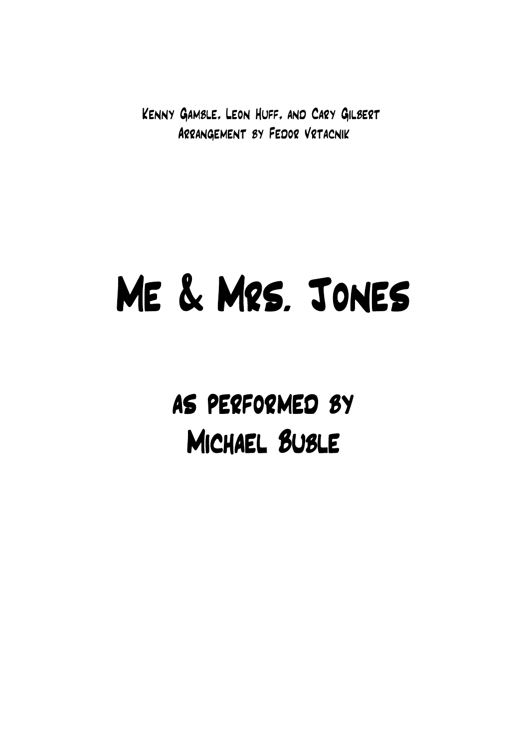Kenny Gamble, Leon Huff, and Cary Gilbert
Arrangement by Fedor Vrtacnik

# Me & Mrs. Jones

## as performed by
## Michael Buble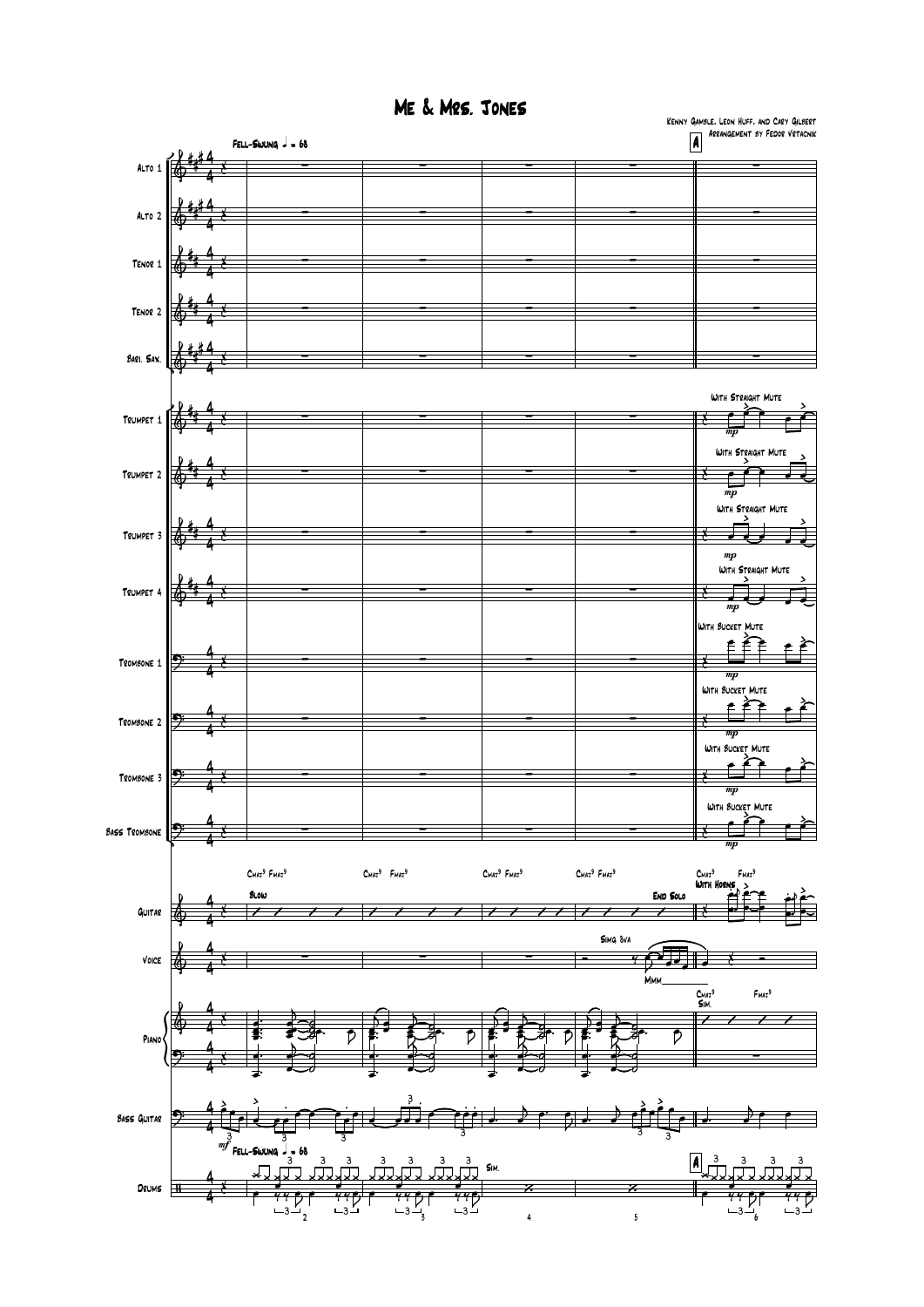# Me & Mrs. Jones

Kenny Gamble, Leon Huff, and Cary Gilbert
Arrangement by Fedor Vrtacnik

Fell-Swung ♩ = 68

Alto 1
Alto 2
Tenor 1
Tenor 2
Bari. Sax.
Trumpet 1
Trumpet 2
Trumpet 3
Trumpet 4
Trombone 1
Trombone 2
Trombone 3
Bass Trombone
Guitar
Voice
Piano
Bass Guitar
Drums

A

With Straight Mute

*mp*

With Bucket Mute

*mp*

Cmaj9 Fmaj9

Blow

End Solo

With Horns

Sing 8va

Mmm

Sim.

*mf*

Fell-Swung ♩ = 68

Sim.

2 3 4 5 6